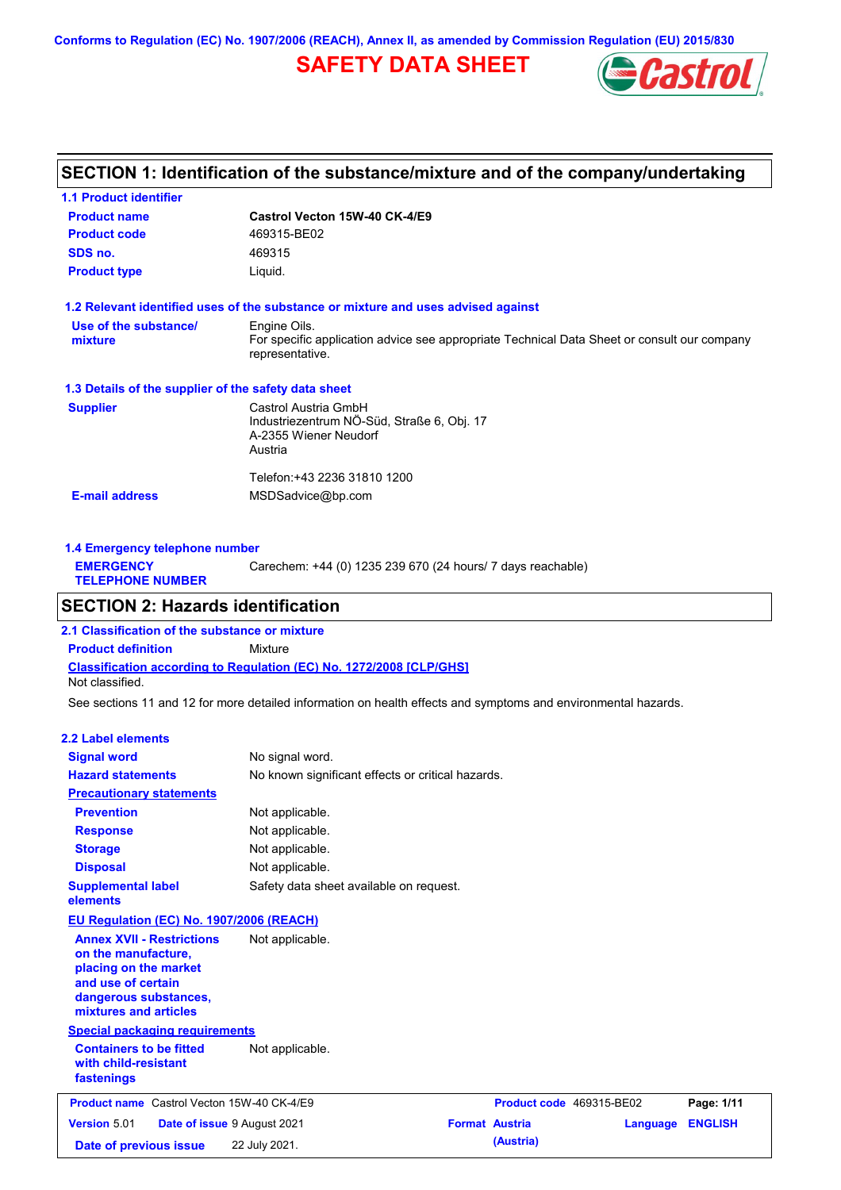Conforms to Regulation (EC) No. 1907/2006 (REACH), Annex II, as amended by Commission Regulation (EU) 2015/830

# SAFETY DATA SHEET

## SECTION 1: Identification of the substance/mixture and of the company/undertaking

### 1.1 Product identifier

| | |
|---|---|
| **Product name** | **Castrol Vecton 15W-40 CK-4/E9** |
| **Product code** | 469315-BE02 |
| **SDS no.** | 469315 |
| **Product type** | Liquid. |

### 1.2 Relevant identified uses of the substance or mixture and uses advised against

**Use of the substance/ mixture**: Engine Oils.
For specific application advice see appropriate Technical Data Sheet or consult our company representative.

### 1.3 Details of the supplier of the safety data sheet

**Supplier**
Castrol Austria GmbH
Industriezentrum NÖ-Süd, Straße 6, Obj. 17
A-2355 Wiener Neudorf
Austria

Telefon:+43 2236 31810 1200

**E-mail address**: MSDSadvice@bp.com

### 1.4 Emergency telephone number

**EMERGENCY TELEPHONE NUMBER**: Carechem: +44 (0) 1235 239 670 (24 hours/ 7 days reachable)

## SECTION 2: Hazards identification

### 2.1 Classification of the substance or mixture

**Product definition**: Mixture

**Classification according to Regulation (EC) No. 1272/2008 [CLP/GHS]**
Not classified.

See sections 11 and 12 for more detailed information on health effects and symptoms and environmental hazards.

### 2.2 Label elements

| | |
|---|---|
| **Signal word** | No signal word. |
| **Hazard statements** | No known significant effects or critical hazards. |

**Precautionary statements**

| | |
|---|---|
| **Prevention** | Not applicable. |
| **Response** | Not applicable. |
| **Storage** | Not applicable. |
| **Disposal** | Not applicable. |
| **Supplemental label elements** | Safety data sheet available on request. |

**EU Regulation (EC) No. 1907/2006 (REACH)**

**Annex XVII - Restrictions on the manufacture, placing on the market and use of certain dangerous substances, mixtures and articles**: Not applicable.

**Special packaging requirements**

**Containers to be fitted with child-resistant fastenings**: Not applicable.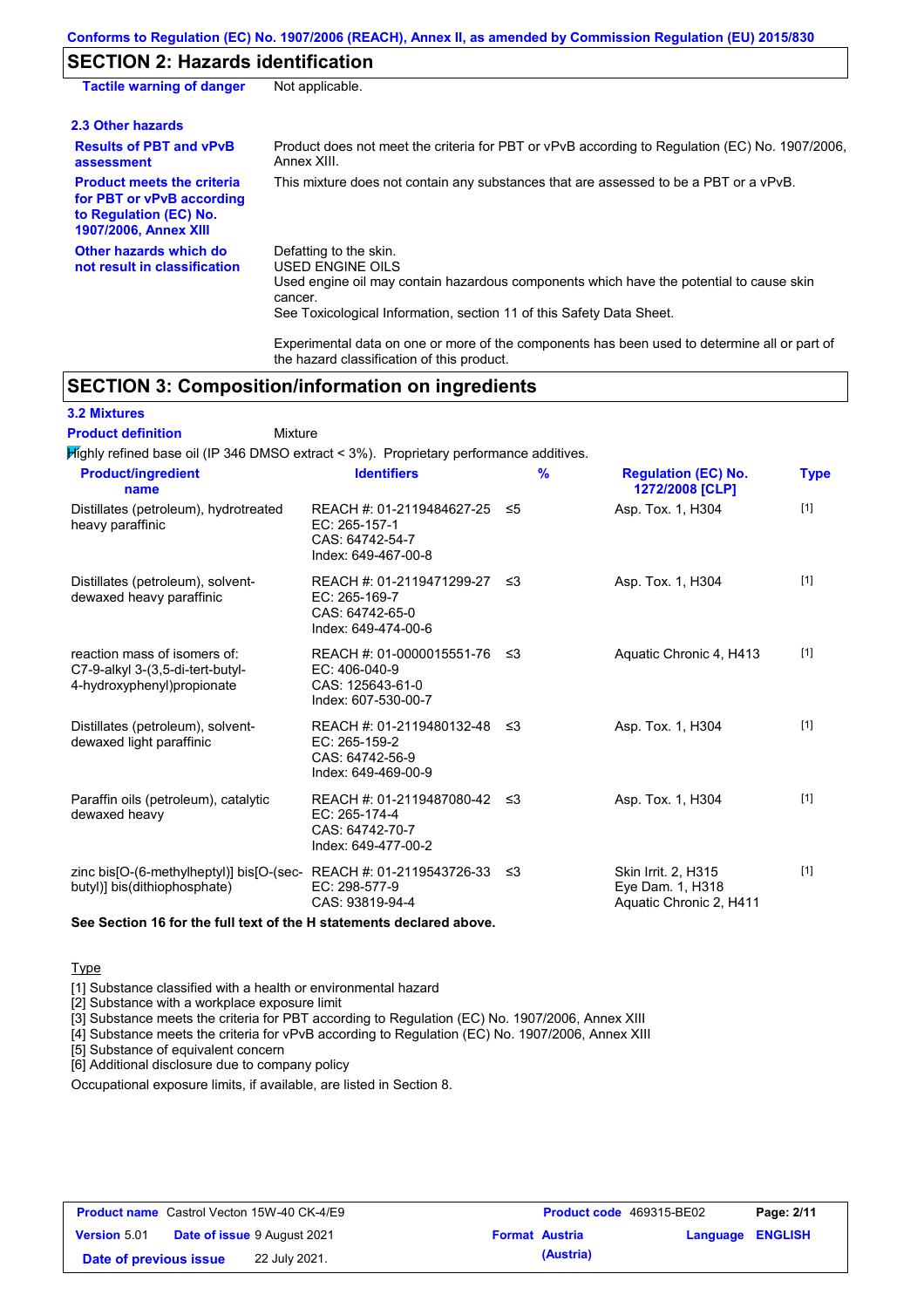Conforms to Regulation (EC) No. 1907/2006 (REACH), Annex II, as amended by Commission Regulation (EU) 2015/830

## SECTION 2: Hazards identification

**Tactile warning of danger** Not applicable.

### 2.3 Other hazards

**Results of PBT and vPvB assessment** Product does not meet the criteria for PBT or vPvB according to Regulation (EC) No. 1907/2006, Annex XIII.

**Product meets the criteria for PBT or vPvB according to Regulation (EC) No. 1907/2006, Annex XIII** This mixture does not contain any substances that are assessed to be a PBT or a vPvB.

**Other hazards which do not result in classification** Defatting to the skin.
USED ENGINE OILS
Used engine oil may contain hazardous components which have the potential to cause skin cancer.
See Toxicological Information, section 11 of this Safety Data Sheet.

Experimental data on one or more of the components has been used to determine all or part of the hazard classification of this product.

## SECTION 3: Composition/information on ingredients

### 3.2 Mixtures

**Product definition** Mixture

Highly refined base oil (IP 346 DMSO extract < 3%). Proprietary performance additives.

| Product/ingredient name | Identifiers | % | Regulation (EC) No. 1272/2008 [CLP] | Type |
|---|---|---|---|---|
| Distillates (petroleum), hydrotreated heavy paraffinic | REACH #: 01-2119484627-25<br>EC: 265-157-1<br>CAS: 64742-54-7<br>Index: 649-467-00-8 | ≤5 | Asp. Tox. 1, H304 | [1] |
| Distillates (petroleum), solvent-dewaxed heavy paraffinic | REACH #: 01-2119471299-27<br>EC: 265-169-7<br>CAS: 64742-65-0<br>Index: 649-474-00-6 | ≤3 | Asp. Tox. 1, H304 | [1] |
| reaction mass of isomers of: C7-9-alkyl 3-(3,5-di-tert-butyl-4-hydroxyphenyl)propionate | REACH #: 01-0000015551-76<br>EC: 406-040-9<br>CAS: 125643-61-0<br>Index: 607-530-00-7 | ≤3 | Aquatic Chronic 4, H413 | [1] |
| Distillates (petroleum), solvent-dewaxed light paraffinic | REACH #: 01-2119480132-48<br>EC: 265-159-2<br>CAS: 64742-56-9<br>Index: 649-469-00-9 | ≤3 | Asp. Tox. 1, H304 | [1] |
| Paraffin oils (petroleum), catalytic dewaxed heavy | REACH #: 01-2119487080-42<br>EC: 265-174-4<br>CAS: 64742-70-7<br>Index: 649-477-00-2 | ≤3 | Asp. Tox. 1, H304 | [1] |
| zinc bis[O-(6-methylheptyl)] bis[O-(sec-butyl)] bis(dithiophosphate) | REACH #: 01-2119543726-33<br>EC: 298-577-9<br>CAS: 93819-94-4 | ≤3 | Skin Irrit. 2, H315<br>Eye Dam. 1, H318<br>Aquatic Chronic 2, H411 | [1] |

**See Section 16 for the full text of the H statements declared above.**

Type

[1] Substance classified with a health or environmental hazard
[2] Substance with a workplace exposure limit
[3] Substance meets the criteria for PBT according to Regulation (EC) No. 1907/2006, Annex XIII
[4] Substance meets the criteria for vPvB according to Regulation (EC) No. 1907/2006, Annex XIII
[5] Substance of equivalent concern
[6] Additional disclosure due to company policy

Occupational exposure limits, if available, are listed in Section 8.

| **Product name** Castrol Vecton 15W-40 CK-4/E9 | | **Product code** 469315-BE02 | |
|---|---|---|---|
| **Version** 5.01 | **Date of issue** 9 August 2021 | **Format** Austria (Austria) | **Language** ENGLISH |
| **Date of previous issue** | 22 July 2021. | | |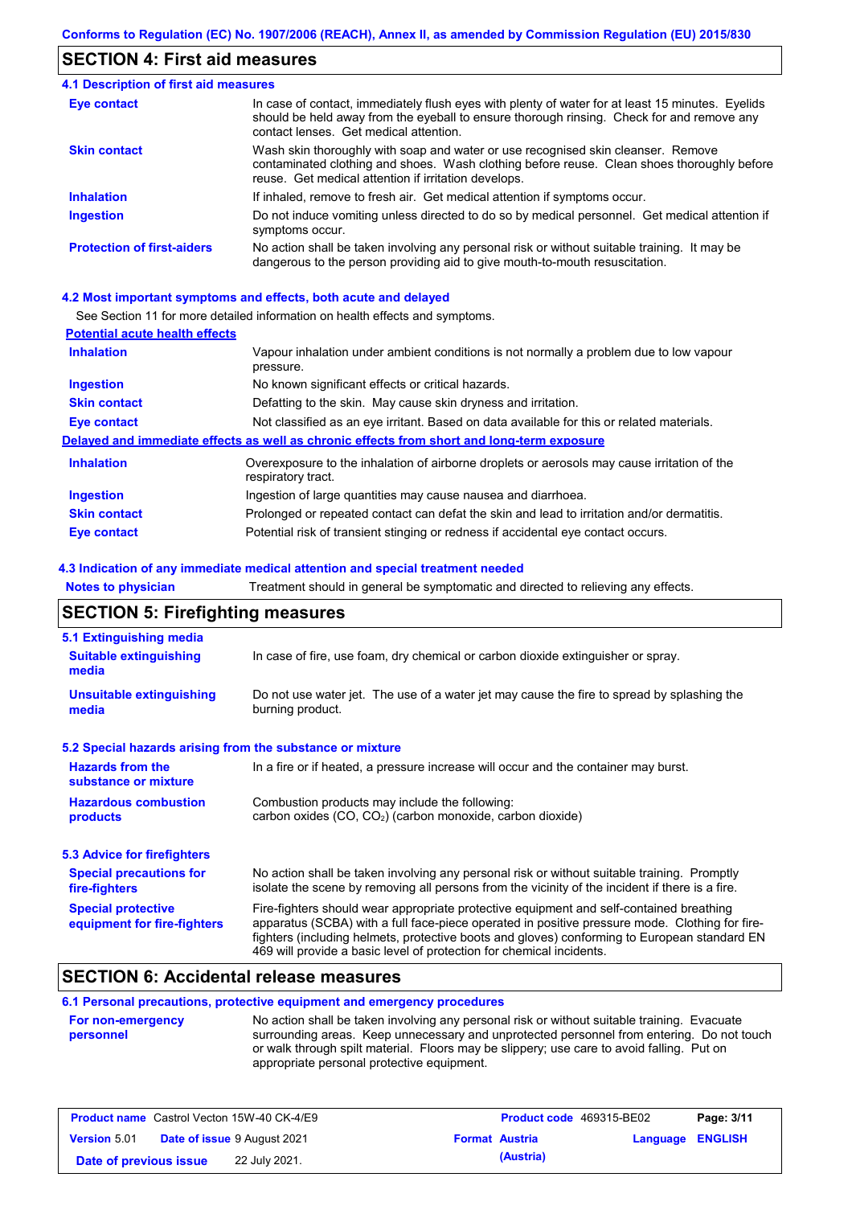## SECTION 4: First aid measures

### 4.1 Description of first aid measures

| | |
|---|---|
| **Eye contact** | In case of contact, immediately flush eyes with plenty of water for at least 15 minutes. Eyelids should be held away from the eyeball to ensure thorough rinsing. Check for and remove any contact lenses. Get medical attention. |
| **Skin contact** | Wash skin thoroughly with soap and water or use recognised skin cleanser. Remove contaminated clothing and shoes. Wash clothing before reuse. Clean shoes thoroughly before reuse. Get medical attention if irritation develops. |
| **Inhalation** | If inhaled, remove to fresh air. Get medical attention if symptoms occur. |
| **Ingestion** | Do not induce vomiting unless directed to do so by medical personnel. Get medical attention if symptoms occur. |
| **Protection of first-aiders** | No action shall be taken involving any personal risk or without suitable training. It may be dangerous to the person providing aid to give mouth-to-mouth resuscitation. |

### 4.2 Most important symptoms and effects, both acute and delayed

See Section 11 for more detailed information on health effects and symptoms.

**Potential acute health effects**

| | |
|---|---|
| **Inhalation** | Vapour inhalation under ambient conditions is not normally a problem due to low vapour pressure. |
| **Ingestion** | No known significant effects or critical hazards. |
| **Skin contact** | Defatting to the skin. May cause skin dryness and irritation. |
| **Eye contact** | Not classified as an eye irritant. Based on data available for this or related materials. |

**Delayed and immediate effects as well as chronic effects from short and long-term exposure**

| | |
|---|---|
| **Inhalation** | Overexposure to the inhalation of airborne droplets or aerosols may cause irritation of the respiratory tract. |
| **Ingestion** | Ingestion of large quantities may cause nausea and diarrhoea. |
| **Skin contact** | Prolonged or repeated contact can defat the skin and lead to irritation and/or dermatitis. |
| **Eye contact** | Potential risk of transient stinging or redness if accidental eye contact occurs. |

### 4.3 Indication of any immediate medical attention and special treatment needed

| | |
|---|---|
| **Notes to physician** | Treatment should in general be symptomatic and directed to relieving any effects. |

## SECTION 5: Firefighting measures

### 5.1 Extinguishing media

| | |
|---|---|
| **Suitable extinguishing media** | In case of fire, use foam, dry chemical or carbon dioxide extinguisher or spray. |
| **Unsuitable extinguishing media** | Do not use water jet. The use of a water jet may cause the fire to spread by splashing the burning product. |

### 5.2 Special hazards arising from the substance or mixture

| | |
|---|---|
| **Hazards from the substance or mixture** | In a fire or if heated, a pressure increase will occur and the container may burst. |
| **Hazardous combustion products** | Combustion products may include the following: carbon oxides (CO, $CO_2$) (carbon monoxide, carbon dioxide) |

### 5.3 Advice for firefighters

| | |
|---|---|
| **Special precautions for fire-fighters** | No action shall be taken involving any personal risk or without suitable training. Promptly isolate the scene by removing all persons from the vicinity of the incident if there is a fire. |
| **Special protective equipment for fire-fighters** | Fire-fighters should wear appropriate protective equipment and self-contained breathing apparatus (SCBA) with a full face-piece operated in positive pressure mode. Clothing for fire-fighters (including helmets, protective boots and gloves) conforming to European standard EN 469 will provide a basic level of protection for chemical incidents. |

## SECTION 6: Accidental release measures

### 6.1 Personal precautions, protective equipment and emergency procedures

| | |
|---|---|
| **For non-emergency personnel** | No action shall be taken involving any personal risk or without suitable training. Evacuate surrounding areas. Keep unnecessary and unprotected personnel from entering. Do not touch or walk through spilt material. Floors may be slippery; use care to avoid falling. Put on appropriate personal protective equipment. |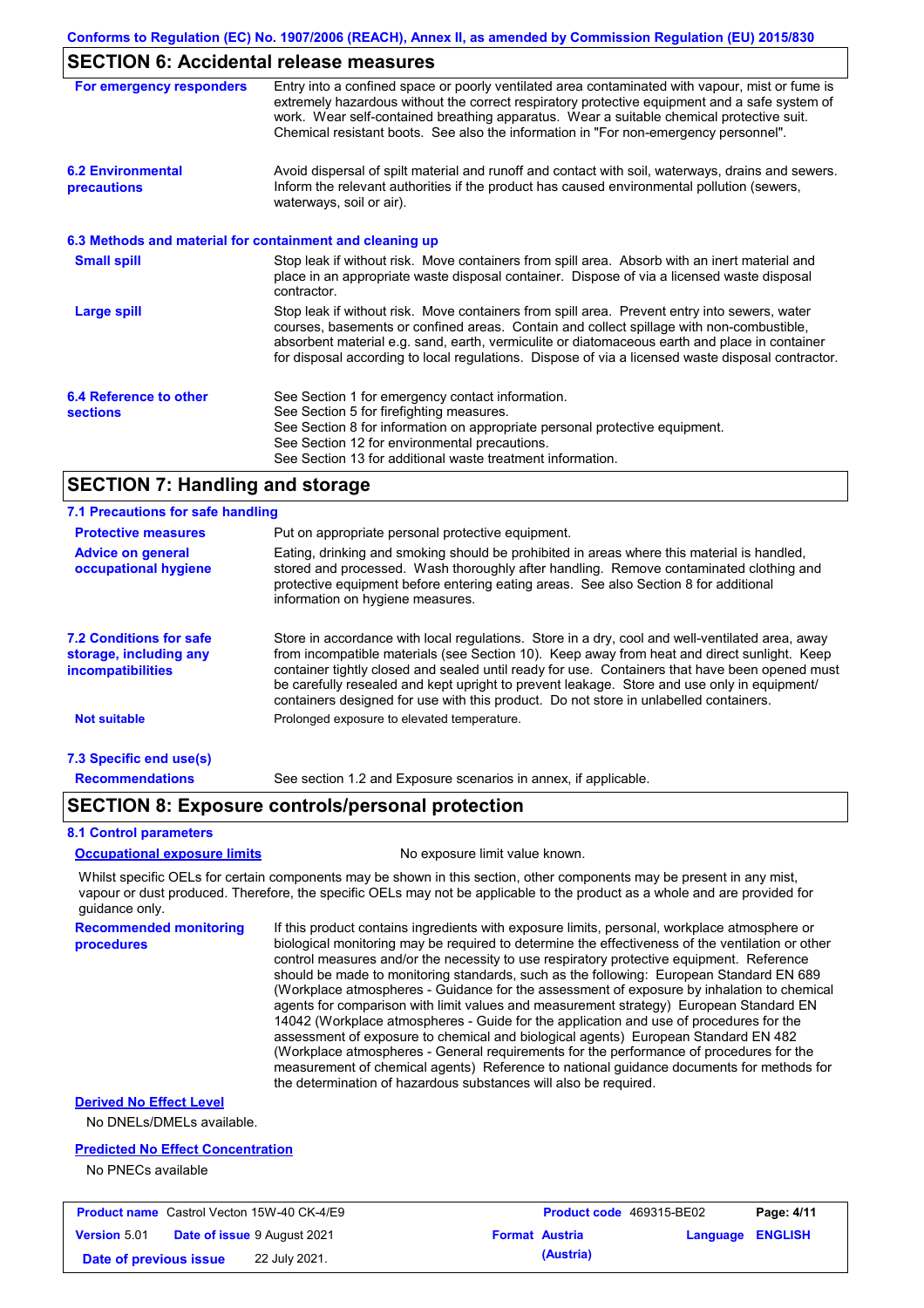## SECTION 6: Accidental release measures

**For emergency responders**

Entry into a confined space or poorly ventilated area contaminated with vapour, mist or fume is extremely hazardous without the correct respiratory protective equipment and a safe system of work. Wear self-contained breathing apparatus. Wear a suitable chemical protective suit. Chemical resistant boots. See also the information in "For non-emergency personnel".

**6.2 Environmental precautions**

Avoid dispersal of spilt material and runoff and contact with soil, waterways, drains and sewers. Inform the relevant authorities if the product has caused environmental pollution (sewers, waterways, soil or air).

### 6.3 Methods and material for containment and cleaning up

**Small spill**

Stop leak if without risk. Move containers from spill area. Absorb with an inert material and place in an appropriate waste disposal container. Dispose of via a licensed waste disposal contractor.

**Large spill**

Stop leak if without risk. Move containers from spill area. Prevent entry into sewers, water courses, basements or confined areas. Contain and collect spillage with non-combustible, absorbent material e.g. sand, earth, vermiculite or diatomaceous earth and place in container for disposal according to local regulations. Dispose of via a licensed waste disposal contractor.

**6.4 Reference to other sections**

See Section 1 for emergency contact information.
See Section 5 for firefighting measures.
See Section 8 for information on appropriate personal protective equipment.
See Section 12 for environmental precautions.
See Section 13 for additional waste treatment information.

## SECTION 7: Handling and storage

### 7.1 Precautions for safe handling

**Protective measures**

Put on appropriate personal protective equipment.

**Advice on general occupational hygiene**

Eating, drinking and smoking should be prohibited in areas where this material is handled, stored and processed. Wash thoroughly after handling. Remove contaminated clothing and protective equipment before entering eating areas. See also Section 8 for additional information on hygiene measures.

**7.2 Conditions for safe storage, including any incompatibilities**

Store in accordance with local regulations. Store in a dry, cool and well-ventilated area, away from incompatible materials (see Section 10). Keep away from heat and direct sunlight. Keep container tightly closed and sealed until ready for use. Containers that have been opened must be carefully resealed and kept upright to prevent leakage. Store and use only in equipment/ containers designed for use with this product. Do not store in unlabelled containers.

**Not suitable**

Prolonged exposure to elevated temperature.

### 7.3 Specific end use(s)

**Recommendations**

See section 1.2 and Exposure scenarios in annex, if applicable.

## SECTION 8: Exposure controls/personal protection

### 8.1 Control parameters

**Occupational exposure limits**

No exposure limit value known.

Whilst specific OELs for certain components may be shown in this section, other components may be present in any mist, vapour or dust produced. Therefore, the specific OELs may not be applicable to the product as a whole and are provided for guidance only.

**Recommended monitoring procedures**

If this product contains ingredients with exposure limits, personal, workplace atmosphere or biological monitoring may be required to determine the effectiveness of the ventilation or other control measures and/or the necessity to use respiratory protective equipment. Reference should be made to monitoring standards, such as the following: European Standard EN 689 (Workplace atmospheres - Guidance for the assessment of exposure by inhalation to chemical agents for comparison with limit values and measurement strategy) European Standard EN 14042 (Workplace atmospheres - Guide for the application and use of procedures for the assessment of exposure to chemical and biological agents) European Standard EN 482 (Workplace atmospheres - General requirements for the performance of procedures for the measurement of chemical agents) Reference to national guidance documents for methods for the determination of hazardous substances will also be required.

**Derived No Effect Level**

No DNELs/DMELs available.

**Predicted No Effect Concentration**

No PNECs available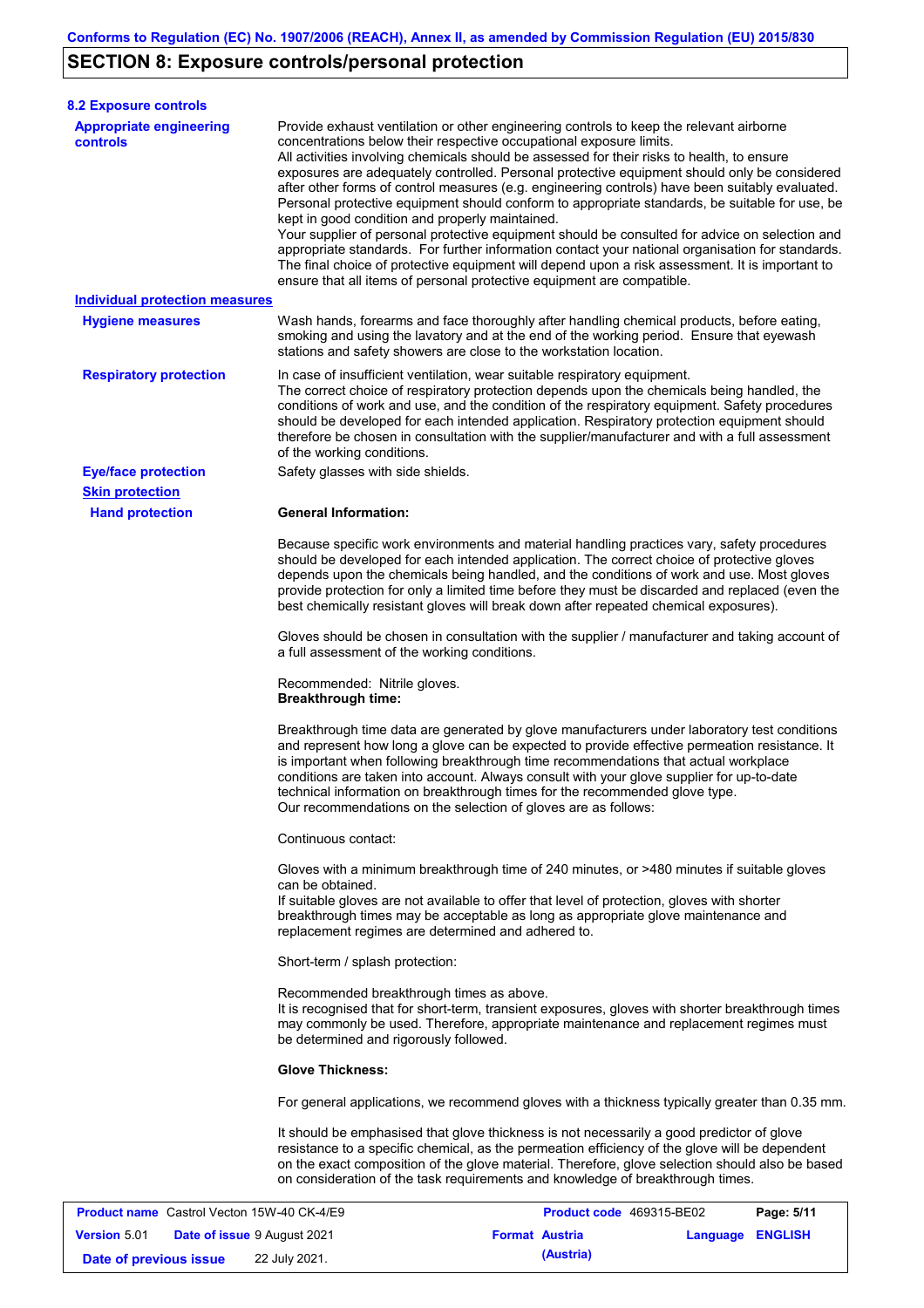## SECTION 8: Exposure controls/personal protection

### 8.2 Exposure controls

**Appropriate engineering controls**

Provide exhaust ventilation or other engineering controls to keep the relevant airborne concentrations below their respective occupational exposure limits.
All activities involving chemicals should be assessed for their risks to health, to ensure exposures are adequately controlled. Personal protective equipment should only be considered after other forms of control measures (e.g. engineering controls) have been suitably evaluated. Personal protective equipment should conform to appropriate standards, be suitable for use, be kept in good condition and properly maintained.
Your supplier of personal protective equipment should be consulted for advice on selection and appropriate standards. For further information contact your national organisation for standards. The final choice of protective equipment will depend upon a risk assessment. It is important to ensure that all items of personal protective equipment are compatible.

**Individual protection measures**

**Hygiene measures**

Wash hands, forearms and face thoroughly after handling chemical products, before eating, smoking and using the lavatory and at the end of the working period. Ensure that eyewash stations and safety showers are close to the workstation location.

**Respiratory protection**

In case of insufficient ventilation, wear suitable respiratory equipment.
The correct choice of respiratory protection depends upon the chemicals being handled, the conditions of work and use, and the condition of the respiratory equipment. Safety procedures should be developed for each intended application. Respiratory protection equipment should therefore be chosen in consultation with the supplier/manufacturer and with a full assessment of the working conditions.

**Eye/face protection**

Safety glasses with side shields.

**Skin protection**

**Hand protection**

**General Information:**

Because specific work environments and material handling practices vary, safety procedures should be developed for each intended application. The correct choice of protective gloves depends upon the chemicals being handled, and the conditions of work and use. Most gloves provide protection for only a limited time before they must be discarded and replaced (even the best chemically resistant gloves will break down after repeated chemical exposures).

Gloves should be chosen in consultation with the supplier / manufacturer and taking account of a full assessment of the working conditions.

Recommended: Nitrile gloves.
**Breakthrough time:**

Breakthrough time data are generated by glove manufacturers under laboratory test conditions and represent how long a glove can be expected to provide effective permeation resistance. It is important when following breakthrough time recommendations that actual workplace conditions are taken into account. Always consult with your glove supplier for up-to-date technical information on breakthrough times for the recommended glove type.
Our recommendations on the selection of gloves are as follows:

Continuous contact:

Gloves with a minimum breakthrough time of 240 minutes, or >480 minutes if suitable gloves can be obtained.
If suitable gloves are not available to offer that level of protection, gloves with shorter breakthrough times may be acceptable as long as appropriate glove maintenance and replacement regimes are determined and adhered to.

Short-term / splash protection:

Recommended breakthrough times as above.
It is recognised that for short-term, transient exposures, gloves with shorter breakthrough times may commonly be used. Therefore, appropriate maintenance and replacement regimes must be determined and rigorously followed.

**Glove Thickness:**

For general applications, we recommend gloves with a thickness typically greater than 0.35 mm.

It should be emphasised that glove thickness is not necessarily a good predictor of glove resistance to a specific chemical, as the permeation efficiency of the glove will be dependent on the exact composition of the glove material. Therefore, glove selection should also be based on consideration of the task requirements and knowledge of breakthrough times.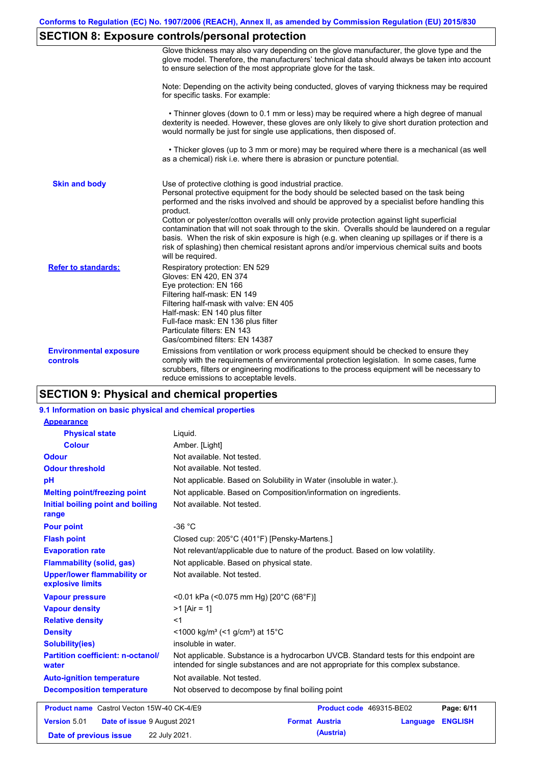## SECTION 8: Exposure controls/personal protection

Glove thickness may also vary depending on the glove manufacturer, the glove type and the glove model. Therefore, the manufacturers' technical data should always be taken into account to ensure selection of the most appropriate glove for the task.

Note: Depending on the activity being conducted, gloves of varying thickness may be required for specific tasks. For example:

- Thinner gloves (down to 0.1 mm or less) may be required where a high degree of manual dexterity is needed. However, these gloves are only likely to give short duration protection and would normally be just for single use applications, then disposed of.

- Thicker gloves (up to 3 mm or more) may be required where there is a mechanical (as well as a chemical) risk i.e. where there is abrasion or puncture potential.

**Skin and body**

Use of protective clothing is good industrial practice.
Personal protective equipment for the body should be selected based on the task being performed and the risks involved and should be approved by a specialist before handling this product.
Cotton or polyester/cotton overalls will only provide protection against light superficial contamination that will not soak through to the skin. Overalls should be laundered on a regular basis. When the risk of skin exposure is high (e.g. when cleaning up spillages or if there is a risk of splashing) then chemical resistant aprons and/or impervious chemical suits and boots will be required.

**Refer to standards:**

Respiratory protection: EN 529
Gloves: EN 420, EN 374
Eye protection: EN 166
Filtering half-mask: EN 149
Filtering half-mask with valve: EN 405
Half-mask: EN 140 plus filter
Full-face mask: EN 136 plus filter
Particulate filters: EN 143
Gas/combined filters: EN 14387

**Environmental exposure controls**

Emissions from ventilation or work process equipment should be checked to ensure they comply with the requirements of environmental protection legislation. In some cases, fume scrubbers, filters or engineering modifications to the process equipment will be necessary to reduce emissions to acceptable levels.

## SECTION 9: Physical and chemical properties

### 9.1 Information on basic physical and chemical properties

**Appearance**

| | |
|---|---|
| **Physical state** | Liquid. |
| **Colour** | Amber. [Light] |
| **Odour** | Not available. Not tested. |
| **Odour threshold** | Not available. Not tested. |
| **pH** | Not applicable. Based on Solubility in Water (insoluble in water.). |
| **Melting point/freezing point** | Not applicable. Based on Composition/information on ingredients. |
| **Initial boiling point and boiling range** | Not available. Not tested. |
| **Pour point** | -36 °C |
| **Flash point** | Closed cup: 205°C (401°F) [Pensky-Martens.] |
| **Evaporation rate** | Not relevant/applicable due to nature of the product. Based on low volatility. |
| **Flammability (solid, gas)** | Not applicable. Based on physical state. |
| **Upper/lower flammability or explosive limits** | Not available. Not tested. |
| **Vapour pressure** | <0.01 kPa (<0.075 mm Hg) [20°C (68°F)] |
| **Vapour density** | >1 [Air = 1] |
| **Relative density** | <1 |
| **Density** | <1000 kg/m³ (<1 g/cm³) at 15°C |
| **Solubility(ies)** | insoluble in water. |
| **Partition coefficient: n-octanol/ water** | Not applicable. Substance is a hydrocarbon UVCB. Standard tests for this endpoint are intended for single substances and are not appropriate for this complex substance. |
| **Auto-ignition temperature** | Not available. Not tested. |
| **Decomposition temperature** | Not observed to decompose by final boiling point |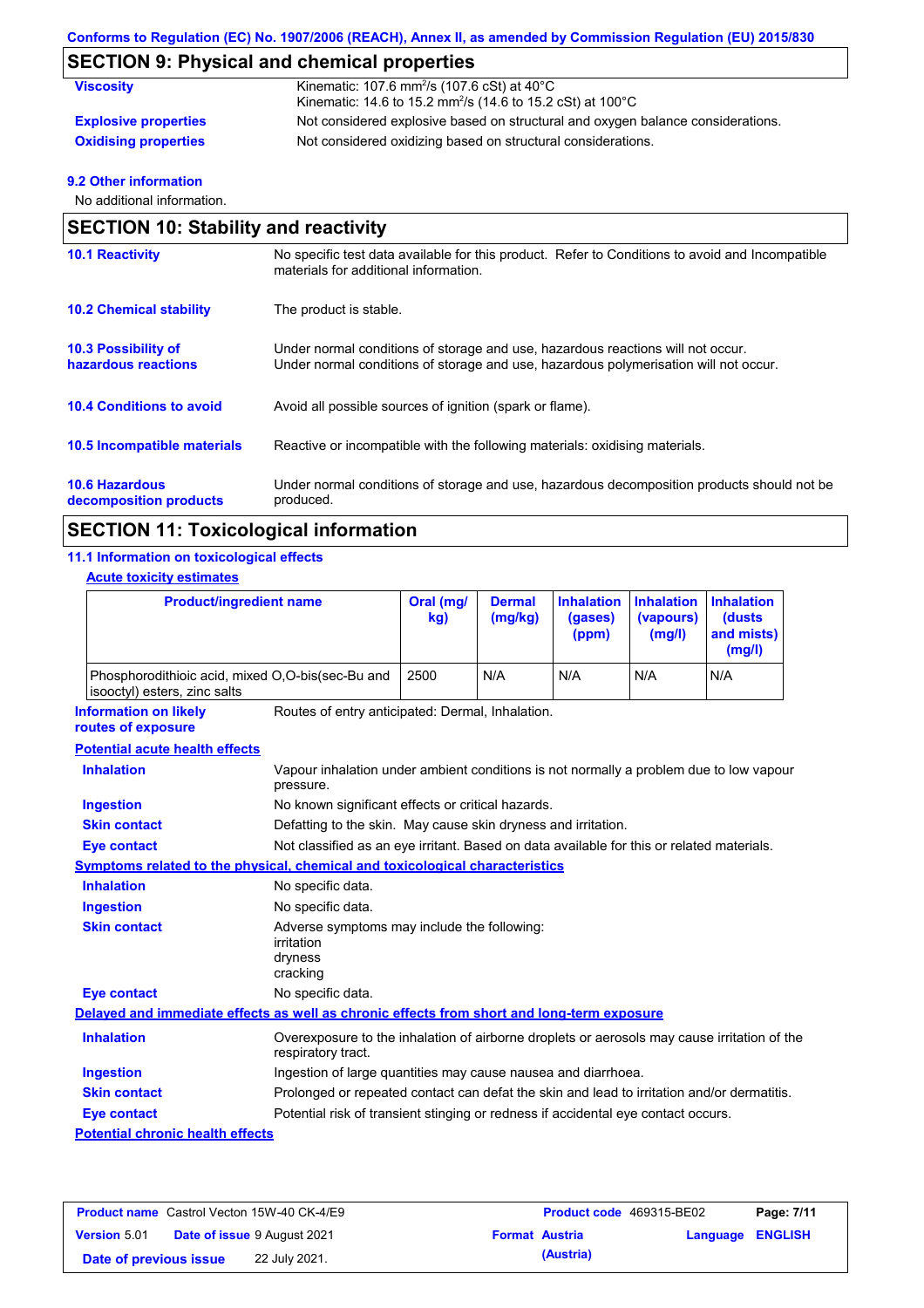## SECTION 9: Physical and chemical properties

| | |
|---|---|
| **Viscosity** | Kinematic: 107.6 $mm^2/s$ (107.6 cSt) at 40°C<br>Kinematic: 14.6 to 15.2 $mm^2/s$ (14.6 to 15.2 cSt) at 100°C |
| **Explosive properties** | Not considered explosive based on structural and oxygen balance considerations. |
| **Oxidising properties** | Not considered oxidizing based on structural considerations. |

### 9.2 Other information

No additional information.

## SECTION 10: Stability and reactivity

| | |
|---|---|
| **10.1 Reactivity** | No specific test data available for this product. Refer to Conditions to avoid and Incompatible materials for additional information. |
| **10.2 Chemical stability** | The product is stable. |
| **10.3 Possibility of hazardous reactions** | Under normal conditions of storage and use, hazardous reactions will not occur.<br>Under normal conditions of storage and use, hazardous polymerisation will not occur. |
| **10.4 Conditions to avoid** | Avoid all possible sources of ignition (spark or flame). |
| **10.5 Incompatible materials** | Reactive or incompatible with the following materials: oxidising materials. |
| **10.6 Hazardous decomposition products** | Under normal conditions of storage and use, hazardous decomposition products should not be produced. |

## SECTION 11: Toxicological information

### 11.1 Information on toxicological effects

**Acute toxicity estimates**

| Product/ingredient name | Oral (mg/kg) | Dermal (mg/kg) | Inhalation (gases) (ppm) | Inhalation (vapours) (mg/l) | Inhalation (dusts and mists) (mg/l) |
|---|---|---|---|---|---|
| Phosphorodithioic acid, mixed O,O-bis(sec-Bu and isooctyl) esters, zinc salts | 2500 | N/A | N/A | N/A | N/A |

**Information on likely routes of exposure**: Routes of entry anticipated: Dermal, Inhalation.

**Potential acute health effects**

| | |
|---|---|
| **Inhalation** | Vapour inhalation under ambient conditions is not normally a problem due to low vapour pressure. |
| **Ingestion** | No known significant effects or critical hazards. |
| **Skin contact** | Defatting to the skin. May cause skin dryness and irritation. |
| **Eye contact** | Not classified as an eye irritant. Based on data available for this or related materials. |

**Symptoms related to the physical, chemical and toxicological characteristics**

| | |
|---|---|
| **Inhalation** | No specific data. |
| **Ingestion** | No specific data. |
| **Skin contact** | Adverse symptoms may include the following:<br>irritation<br>dryness<br>cracking |
| **Eye contact** | No specific data. |

**Delayed and immediate effects as well as chronic effects from short and long-term exposure**

| | |
|---|---|
| **Inhalation** | Overexposure to the inhalation of airborne droplets or aerosols may cause irritation of the respiratory tract. |
| **Ingestion** | Ingestion of large quantities may cause nausea and diarrhoea. |
| **Skin contact** | Prolonged or repeated contact can defat the skin and lead to irritation and/or dermatitis. |
| **Eye contact** | Potential risk of transient stinging or redness if accidental eye contact occurs. |

**Potential chronic health effects**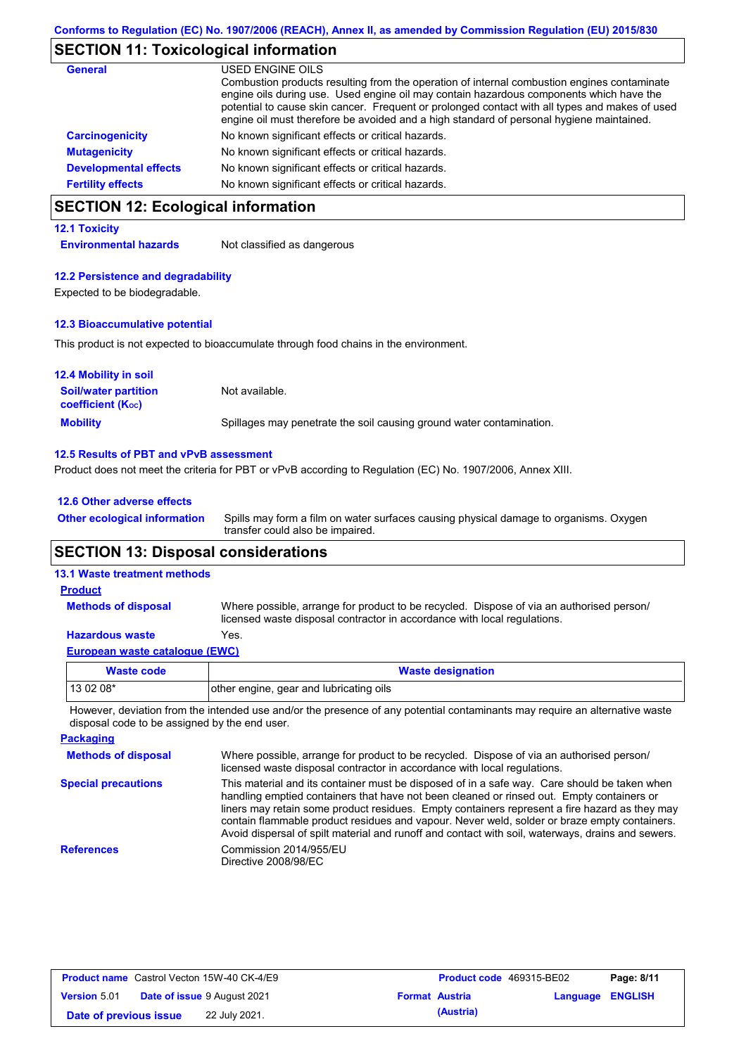## SECTION 11: Toxicological information

**General**

USED ENGINE OILS
Combustion products resulting from the operation of internal combustion engines contaminate engine oils during use. Used engine oil may contain hazardous components which have the potential to cause skin cancer. Frequent or prolonged contact with all types and makes of used engine oil must therefore be avoided and a high standard of personal hygiene maintained.

**Carcinogenicity** No known significant effects or critical hazards.

**Mutagenicity** No known significant effects or critical hazards.

**Developmental effects** No known significant effects or critical hazards.

**Fertility effects** No known significant effects or critical hazards.

## SECTION 12: Ecological information

### 12.1 Toxicity

**Environmental hazards** Not classified as dangerous

### 12.2 Persistence and degradability

Expected to be biodegradable.

### 12.3 Bioaccumulative potential

This product is not expected to bioaccumulate through food chains in the environment.

### 12.4 Mobility in soil

**Soil/water partition coefficient ($K_{OC}$)** Not available.

**Mobility** Spillages may penetrate the soil causing ground water contamination.

### 12.5 Results of PBT and vPvB assessment

Product does not meet the criteria for PBT or vPvB according to Regulation (EC) No. 1907/2006, Annex XIII.

### 12.6 Other adverse effects

**Other ecological information** Spills may form a film on water surfaces causing physical damage to organisms. Oxygen transfer could also be impaired.

## SECTION 13: Disposal considerations

### 13.1 Waste treatment methods

**Product**

**Methods of disposal** Where possible, arrange for product to be recycled. Dispose of via an authorised person/ licensed waste disposal contractor in accordance with local regulations.

**Hazardous waste** Yes.

**European waste catalogue (EWC)**

| Waste code | Waste designation |
|---|---|
| 13 02 08* | other engine, gear and lubricating oils |

However, deviation from the intended use and/or the presence of any potential contaminants may require an alternative waste disposal code to be assigned by the end user.

**Packaging**

**Methods of disposal** Where possible, arrange for product to be recycled. Dispose of via an authorised person/ licensed waste disposal contractor in accordance with local regulations.

**Special precautions** This material and its container must be disposed of in a safe way. Care should be taken when handling emptied containers that have not been cleaned or rinsed out. Empty containers or liners may retain some product residues. Empty containers represent a fire hazard as they may contain flammable product residues and vapour. Never weld, solder or braze empty containers. Avoid dispersal of spilt material and runoff and contact with soil, waterways, drains and sewers.

**References** Commission 2014/955/EU
Directive 2008/98/EC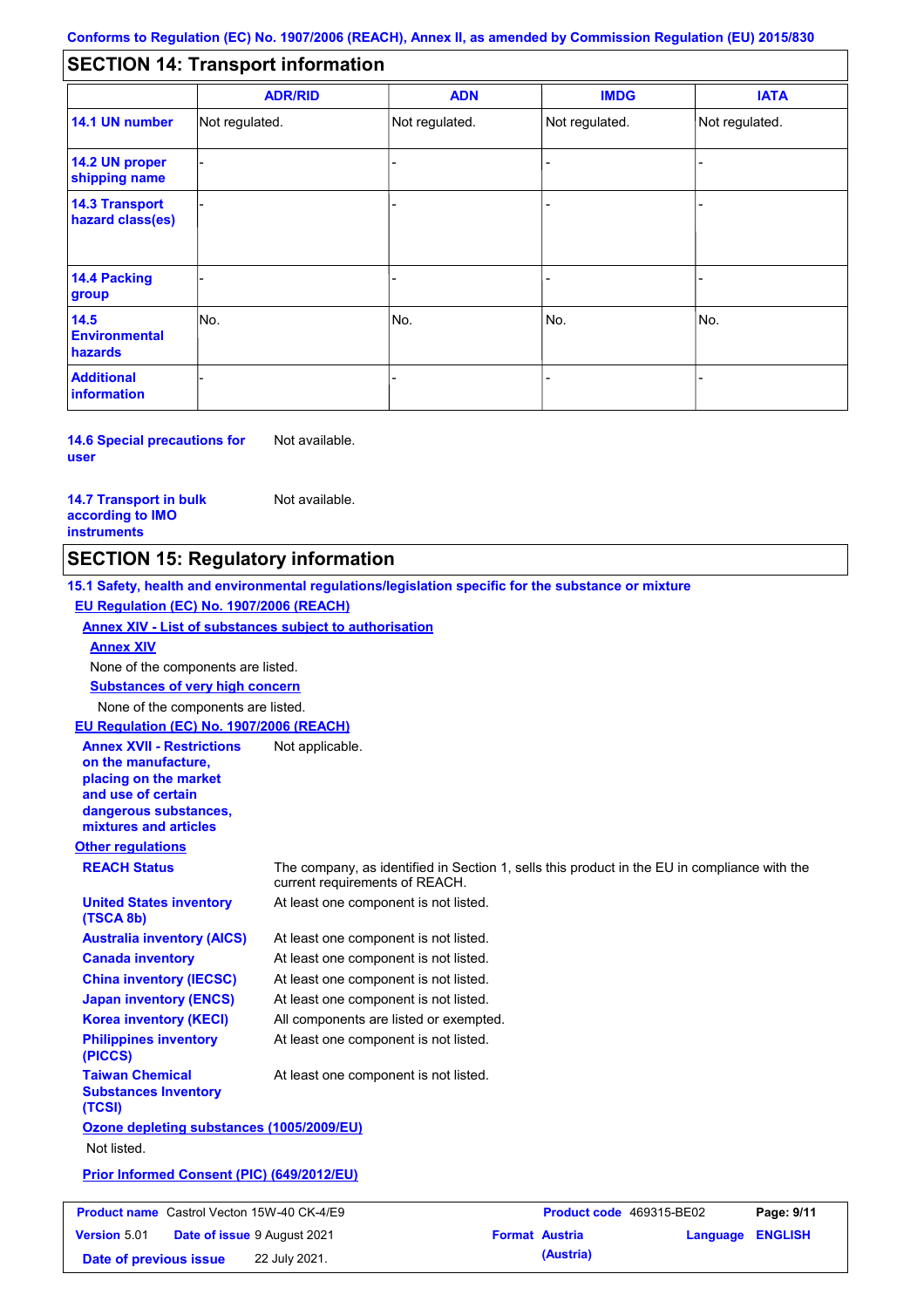## SECTION 14: Transport information

| | ADR/RID | ADN | IMDG | IATA |
|---|---|---|---|---|
| **14.1 UN number** | Not regulated. | Not regulated. | Not regulated. | Not regulated. |
| **14.2 UN proper shipping name** | - | - | - | - |
| **14.3 Transport hazard class(es)** | - | - | - | - |
| **14.4 Packing group** | - | - | - | - |
| **14.5 Environmental hazards** | No. | No. | No. | No. |
| **Additional information** | - | - | - | - |

**14.6 Special precautions for user**: Not available.

**14.7 Transport in bulk according to IMO instruments**: Not available.

## SECTION 15: Regulatory information

**15.1 Safety, health and environmental regulations/legislation specific for the substance or mixture**

**EU Regulation (EC) No. 1907/2006 (REACH)**

**Annex XIV - List of substances subject to authorisation**

**Annex XIV**

None of the components are listed.

**Substances of very high concern**

None of the components are listed.

**EU Regulation (EC) No. 1907/2006 (REACH)**

**Annex XVII - Restrictions on the manufacture, placing on the market and use of certain dangerous substances, mixtures and articles**: Not applicable.

**Other regulations**

**REACH Status**: The company, as identified in Section 1, sells this product in the EU in compliance with the current requirements of REACH.

**United States inventory (TSCA 8b)**: At least one component is not listed.

**Australia inventory (AICS)**: At least one component is not listed.

**Canada inventory**: At least one component is not listed.

**China inventory (IECSC)**: At least one component is not listed.

**Japan inventory (ENCS)**: At least one component is not listed.

**Korea inventory (KECI)**: All components are listed or exempted.

**Philippines inventory (PICCS)**: At least one component is not listed.

**Taiwan Chemical Substances Inventory (TCSI)**: At least one component is not listed.

**Ozone depleting substances (1005/2009/EU)**

Not listed.

**Prior Informed Consent (PIC) (649/2012/EU)**

| **Product name** Castrol Vecton 15W-40 CK-4/E9 | **Product code** 469315-BE02 | |
|---|---|---|
| **Version** 5.01 **Date of issue** 9 August 2021 | **Format** Austria (Austria) | **Language** ENGLISH |
| **Date of previous issue** 22 July 2021. | | |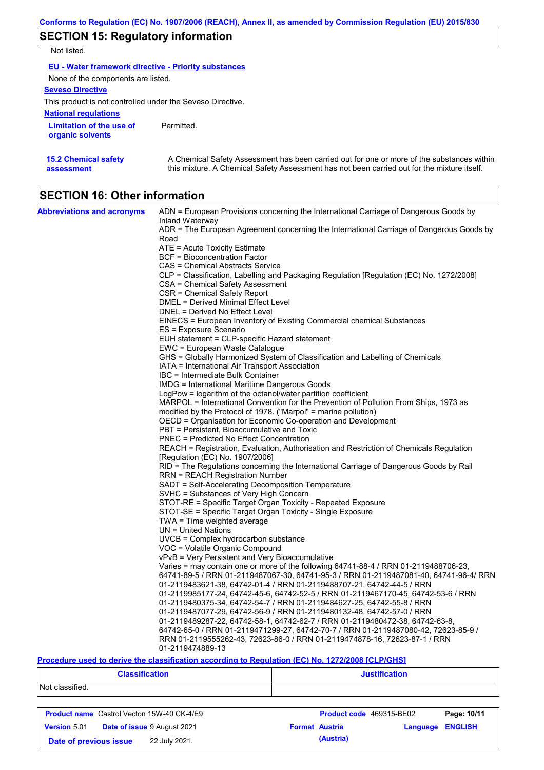## SECTION 15: Regulatory information

Not listed.

**EU - Water framework directive - Priority substances**

None of the components are listed.

**Seveso Directive**

This product is not controlled under the Seveso Directive.

**National regulations**

**Limitation of the use of organic solvents** Permitted.

**15.2 Chemical safety assessment** A Chemical Safety Assessment has been carried out for one or more of the substances within this mixture. A Chemical Safety Assessment has not been carried out for the mixture itself.

## SECTION 16: Other information

**Abbreviations and acronyms**

ADN = European Provisions concerning the International Carriage of Dangerous Goods by Inland Waterway
ADR = The European Agreement concerning the International Carriage of Dangerous Goods by Road
ATE = Acute Toxicity Estimate
BCF = Bioconcentration Factor
CAS = Chemical Abstracts Service
CLP = Classification, Labelling and Packaging Regulation [Regulation (EC) No. 1272/2008]
CSA = Chemical Safety Assessment
CSR = Chemical Safety Report
DMEL = Derived Minimal Effect Level
DNEL = Derived No Effect Level
EINECS = European Inventory of Existing Commercial chemical Substances
ES = Exposure Scenario
EUH statement = CLP-specific Hazard statement
EWC = European Waste Catalogue
GHS = Globally Harmonized System of Classification and Labelling of Chemicals
IATA = International Air Transport Association
IBC = Intermediate Bulk Container
IMDG = International Maritime Dangerous Goods
LogPow = logarithm of the octanol/water partition coefficient
MARPOL = International Convention for the Prevention of Pollution From Ships, 1973 as modified by the Protocol of 1978. ("Marpol" = marine pollution)
OECD = Organisation for Economic Co-operation and Development
PBT = Persistent, Bioaccumulative and Toxic
PNEC = Predicted No Effect Concentration
REACH = Registration, Evaluation, Authorisation and Restriction of Chemicals Regulation [Regulation (EC) No. 1907/2006]
RID = The Regulations concerning the International Carriage of Dangerous Goods by Rail
RRN = REACH Registration Number
SADT = Self-Accelerating Decomposition Temperature
SVHC = Substances of Very High Concern
STOT-RE = Specific Target Organ Toxicity - Repeated Exposure
STOT-SE = Specific Target Organ Toxicity - Single Exposure
TWA = Time weighted average
UN = United Nations
UVCB = Complex hydrocarbon substance
VOC = Volatile Organic Compound
vPvB = Very Persistent and Very Bioaccumulative
Varies = may contain one or more of the following 64741-88-4 / RRN 01-2119488706-23, 64741-89-5 / RRN 01-2119487067-30, 64741-95-3 / RRN 01-2119487081-40, 64741-96-4/ RRN 01-2119483621-38, 64742-01-4 / RRN 01-2119488707-21, 64742-44-5 / RRN 01-2119985177-24, 64742-45-6, 64742-52-5 / RRN 01-2119467170-45, 64742-53-6 / RRN 01-2119480375-34, 64742-54-7 / RRN 01-2119484627-25, 64742-55-8 / RRN 01-2119487077-29, 64742-56-9 / RRN 01-2119480132-48, 64742-57-0 / RRN 01-2119489287-22, 64742-58-1, 64742-62-7 / RRN 01-2119480472-38, 64742-63-8, 64742-65-0 / RRN 01-2119471299-27, 64742-70-7 / RRN 01-2119487080-42, 72623-85-9 / RRN 01-2119555262-43, 72623-86-0 / RRN 01-2119474878-16, 72623-87-1 / RRN 01-2119474889-13

**Procedure used to derive the classification according to Regulation (EC) No. 1272/2008 [CLP/GHS]**

| Classification | Justification |
| --- | --- |
| Not classified. | |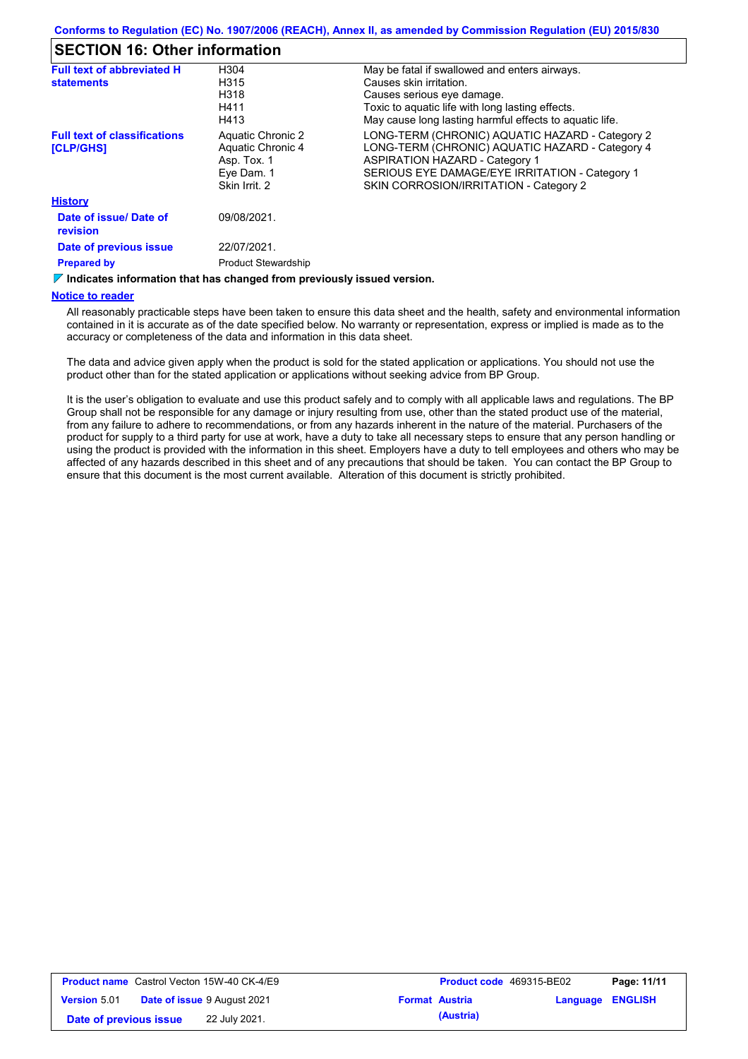## SECTION 16: Other information

| | | |
|---|---|---|
| **Full text of abbreviated H statements** | H304 | May be fatal if swallowed and enters airways. |
| | H315 | Causes skin irritation. |
| | H318 | Causes serious eye damage. |
| | H411 | Toxic to aquatic life with long lasting effects. |
| | H413 | May cause long lasting harmful effects to aquatic life. |
| **Full text of classifications [CLP/GHS]** | Aquatic Chronic 2 | LONG-TERM (CHRONIC) AQUATIC HAZARD - Category 2 |
| | Aquatic Chronic 4 | LONG-TERM (CHRONIC) AQUATIC HAZARD - Category 4 |
| | Asp. Tox. 1 | ASPIRATION HAZARD - Category 1 |
| | Eye Dam. 1 | SERIOUS EYE DAMAGE/EYE IRRITATION - Category 1 |
| | Skin Irrit. 2 | SKIN CORROSION/IRRITATION - Category 2 |

**History**

| | |
|---|---|
| **Date of issue/ Date of revision** | 09/08/2021. |
| **Date of previous issue** | 22/07/2021. |
| **Prepared by** | Product Stewardship |

**Indicates information that has changed from previously issued version.**

**Notice to reader**

All reasonably practicable steps have been taken to ensure this data sheet and the health, safety and environmental information contained in it is accurate as of the date specified below. No warranty or representation, express or implied is made as to the accuracy or completeness of the data and information in this data sheet.

The data and advice given apply when the product is sold for the stated application or applications. You should not use the product other than for the stated application or applications without seeking advice from BP Group.

It is the user's obligation to evaluate and use this product safely and to comply with all applicable laws and regulations. The BP Group shall not be responsible for any damage or injury resulting from use, other than the stated product use of the material, from any failure to adhere to recommendations, or from any hazards inherent in the nature of the material. Purchasers of the product for supply to a third party for use at work, have a duty to take all necessary steps to ensure that any person handling or using the product is provided with the information in this sheet. Employers have a duty to tell employees and others who may be affected of any hazards described in this sheet and of any precautions that should be taken. You can contact the BP Group to ensure that this document is the most current available. Alteration of this document is strictly prohibited.